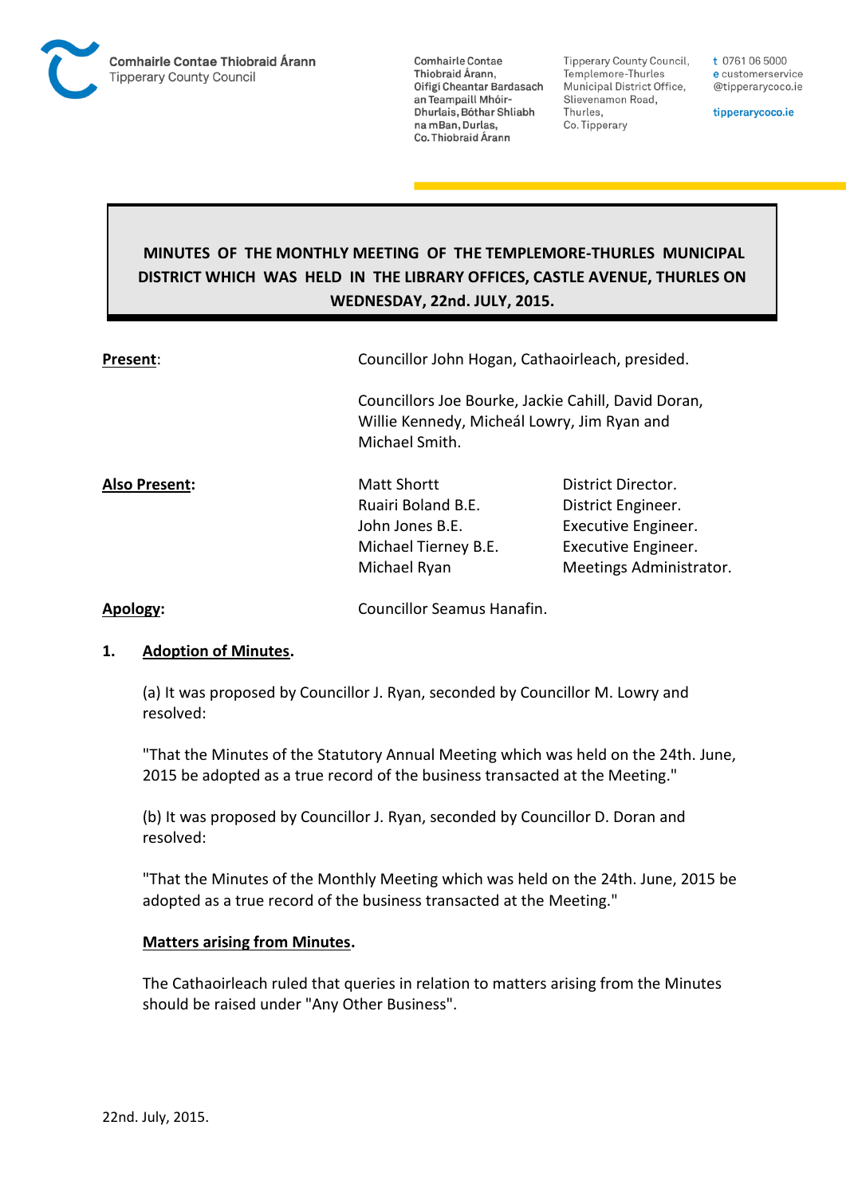Comhairle Contae Thiobraid Árann
Tipperary County Council

Comhairle Contae Thiobraid Árann, Oifigí Cheantar Bardasach an Teampaill Mhóir-Dhurlais, Bóthar Shliabh na mBan, Durlas, Co. Thiobraid Árann

Tipperary County Council, Templemore-Thurles Municipal District Office, Slievenamon Road, Thurles, Co. Tipperary

t 0761 06 5000
e customerservice@tipperarycoco.ie

tipperarycoco.ie

# MINUTES OF THE MONTHLY MEETING OF THE TEMPLEMORE-THURLES MUNICIPAL DISTRICT WHICH WAS HELD IN THE LIBRARY OFFICES, CASTLE AVENUE, THURLES ON WEDNESDAY, 22nd. JULY, 2015.

**Present**: Councillor John Hogan, Cathaoirleach, presided.

Councillors Joe Bourke, Jackie Cahill, David Doran, Willie Kennedy, Micheál Lowry, Jim Ryan and Michael Smith.

**Also Present:**

| | |
|---|---|
| Matt Shortt | District Director. |
| Ruairi Boland B.E. | District Engineer. |
| John Jones B.E. | Executive Engineer. |
| Michael Tierney B.E. | Executive Engineer. |
| Michael Ryan | Meetings Administrator. |

**Apology:** Councillor Seamus Hanafin.

## 1. Adoption of Minutes.

(a) It was proposed by Councillor J. Ryan, seconded by Councillor M. Lowry and resolved:

"That the Minutes of the Statutory Annual Meeting which was held on the 24th. June, 2015 be adopted as a true record of the business transacted at the Meeting."

(b) It was proposed by Councillor J. Ryan, seconded by Councillor D. Doran and resolved:

"That the Minutes of the Monthly Meeting which was held on the 24th. June, 2015 be adopted as a true record of the business transacted at the Meeting."

**Matters arising from Minutes.**

The Cathaoirleach ruled that queries in relation to matters arising from the Minutes should be raised under "Any Other Business".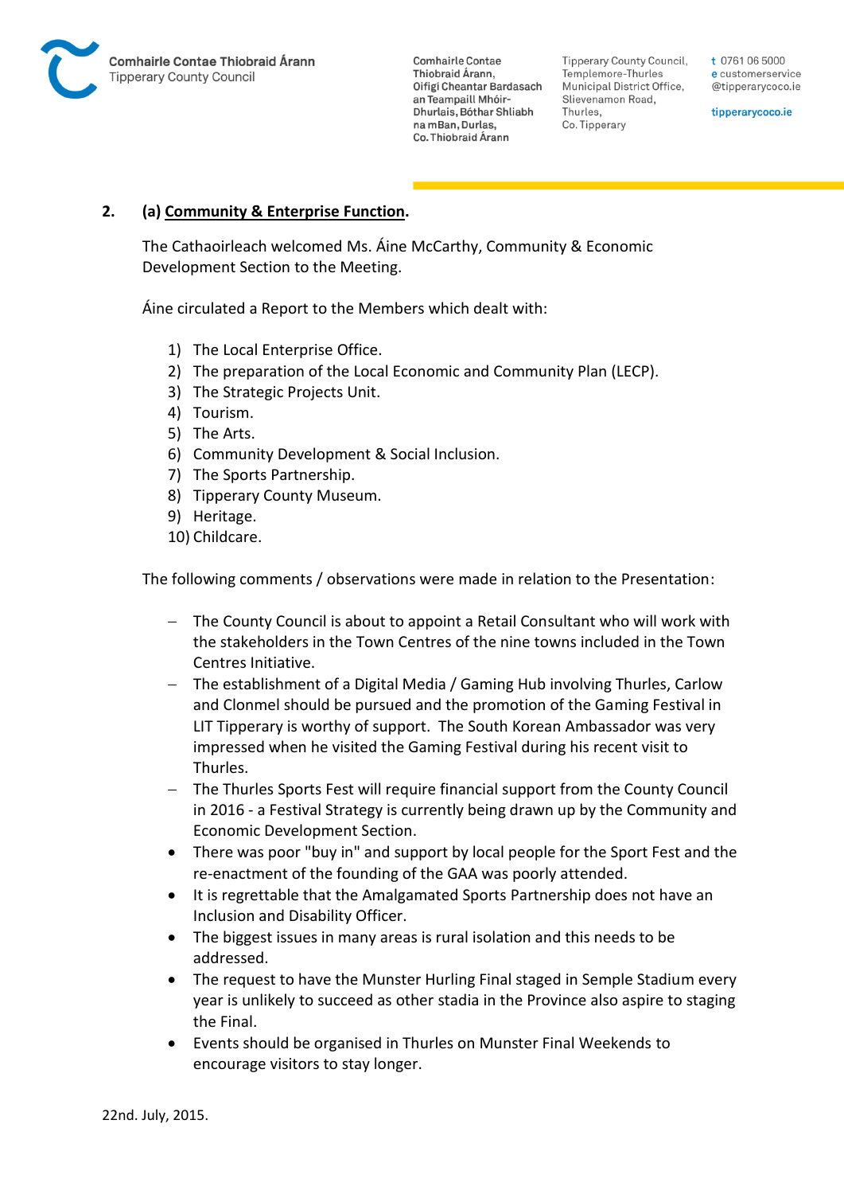**2. (a) Community & Enterprise Function.**

The Cathaoirleach welcomed Ms. Áine McCarthy, Community & Economic Development Section to the Meeting.

Áine circulated a Report to the Members which dealt with:

1) The Local Enterprise Office.
2) The preparation of the Local Economic and Community Plan (LECP).
3) The Strategic Projects Unit.
4) Tourism.
5) The Arts.
6) Community Development & Social Inclusion.
7) The Sports Partnership.
8) Tipperary County Museum.
9) Heritage.
10) Childcare.

The following comments / observations were made in relation to the Presentation:

- The County Council is about to appoint a Retail Consultant who will work with the stakeholders in the Town Centres of the nine towns included in the Town Centres Initiative.
- The establishment of a Digital Media / Gaming Hub involving Thurles, Carlow and Clonmel should be pursued and the promotion of the Gaming Festival in LIT Tipperary is worthy of support. The South Korean Ambassador was very impressed when he visited the Gaming Festival during his recent visit to Thurles.
- The Thurles Sports Fest will require financial support from the County Council in 2016 - a Festival Strategy is currently being drawn up by the Community and Economic Development Section.
- There was poor "buy in" and support by local people for the Sport Fest and the re-enactment of the founding of the GAA was poorly attended.
- It is regrettable that the Amalgamated Sports Partnership does not have an Inclusion and Disability Officer.
- The biggest issues in many areas is rural isolation and this needs to be addressed.
- The request to have the Munster Hurling Final staged in Semple Stadium every year is unlikely to succeed as other stadia in the Province also aspire to staging the Final.
- Events should be organised in Thurles on Munster Final Weekends to encourage visitors to stay longer.

22nd. July, 2015.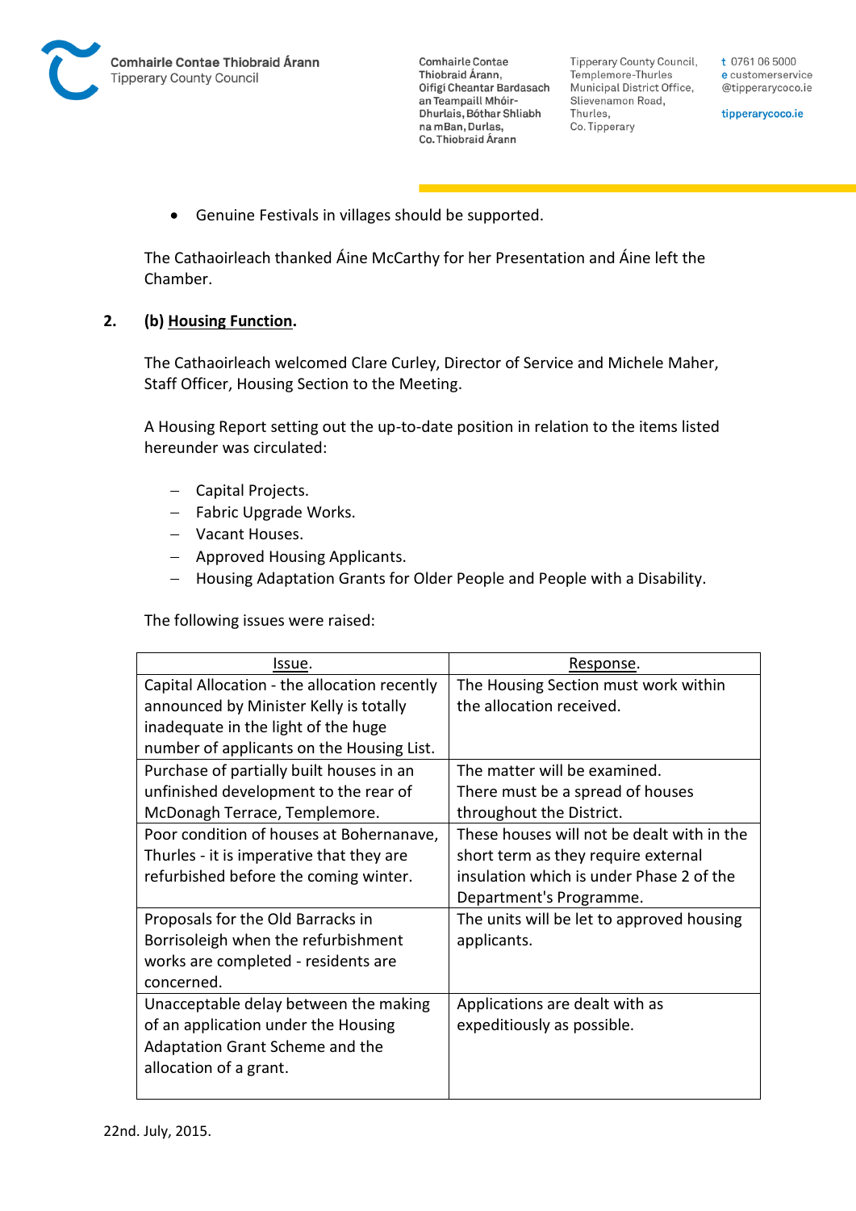- Genuine Festivals in villages should be supported.

The Cathaoirleach thanked Áine McCarthy for her Presentation and Áine left the Chamber.

**2. (b) Housing Function.**

The Cathaoirleach welcomed Clare Curley, Director of Service and Michele Maher, Staff Officer, Housing Section to the Meeting.

A Housing Report setting out the up-to-date position in relation to the items listed hereunder was circulated:

- Capital Projects.
- Fabric Upgrade Works.
- Vacant Houses.
- Approved Housing Applicants.
- Housing Adaptation Grants for Older People and People with a Disability.

The following issues were raised:

| Issue. | Response. |
|---|---|
| Capital Allocation - the allocation recently announced by Minister Kelly is totally inadequate in the light of the huge number of applicants on the Housing List. | The Housing Section must work within the allocation received. |
| Purchase of partially built houses in an unfinished development to the rear of McDonagh Terrace, Templemore. | The matter will be examined. There must be a spread of houses throughout the District. |
| Poor condition of houses at Bohernanave, Thurles - it is imperative that they are refurbished before the coming winter. | These houses will not be dealt with in the short term as they require external insulation which is under Phase 2 of the Department's Programme. |
| Proposals for the Old Barracks in Borrisoleigh when the refurbishment works are completed - residents are concerned. | The units will be let to approved housing applicants. |
| Unacceptable delay between the making of an application under the Housing Adaptation Grant Scheme and the allocation of a grant. | Applications are dealt with as expeditiously as possible. |

22nd. July, 2015.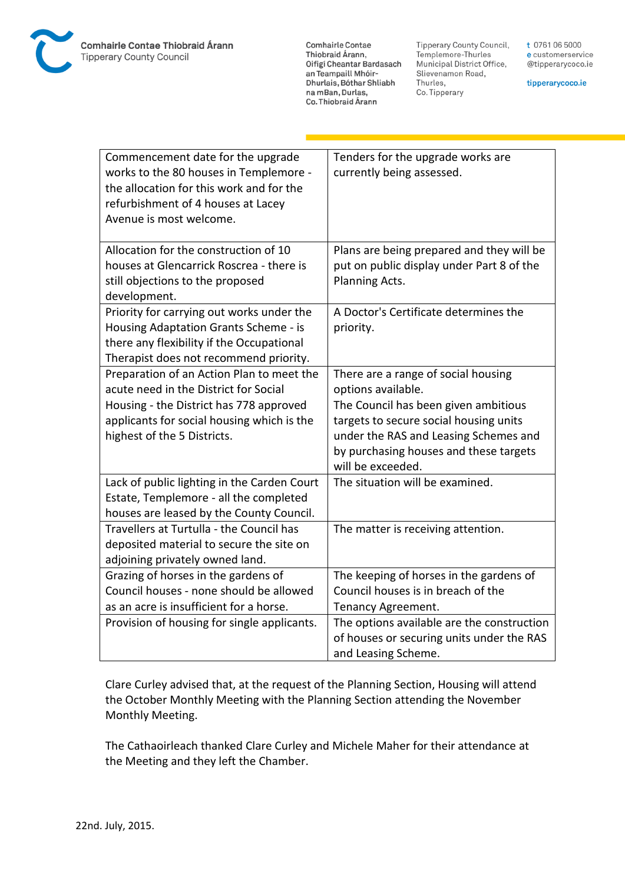| | |
|---|---|
| Commencement date for the upgrade works to the 80 houses in Templemore - the allocation for this work and for the refurbishment of 4 houses at Lacey Avenue is most welcome. | Tenders for the upgrade works are currently being assessed. |
| Allocation for the construction of 10 houses at Glencarrick Roscrea - there is still objections to the proposed development. | Plans are being prepared and they will be put on public display under Part 8 of the Planning Acts. |
| Priority for carrying out works under the Housing Adaptation Grants Scheme - is there any flexibility if the Occupational Therapist does not recommend priority. | A Doctor's Certificate determines the priority. |
| Preparation of an Action Plan to meet the acute need in the District for Social Housing - the District has 778 approved applicants for social housing which is the highest of the 5 Districts. | There are a range of social housing options available.<br>The Council has been given ambitious targets to secure social housing units under the RAS and Leasing Schemes and by purchasing houses and these targets will be exceeded. |
| Lack of public lighting in the Carden Court Estate, Templemore - all the completed houses are leased by the County Council. | The situation will be examined. |
| Travellers at Turtulla - the Council has deposited material to secure the site on adjoining privately owned land. | The matter is receiving attention. |
| Grazing of horses in the gardens of Council houses - none should be allowed as an acre is insufficient for a horse. | The keeping of horses in the gardens of Council houses is in breach of the Tenancy Agreement. |
| Provision of housing for single applicants. | The options available are the construction of houses or securing units under the RAS and Leasing Scheme. |

Clare Curley advised that, at the request of the Planning Section, Housing will attend the October Monthly Meeting with the Planning Section attending the November Monthly Meeting.

The Cathaoirleach thanked Clare Curley and Michele Maher for their attendance at the Meeting and they left the Chamber.

22nd. July, 2015.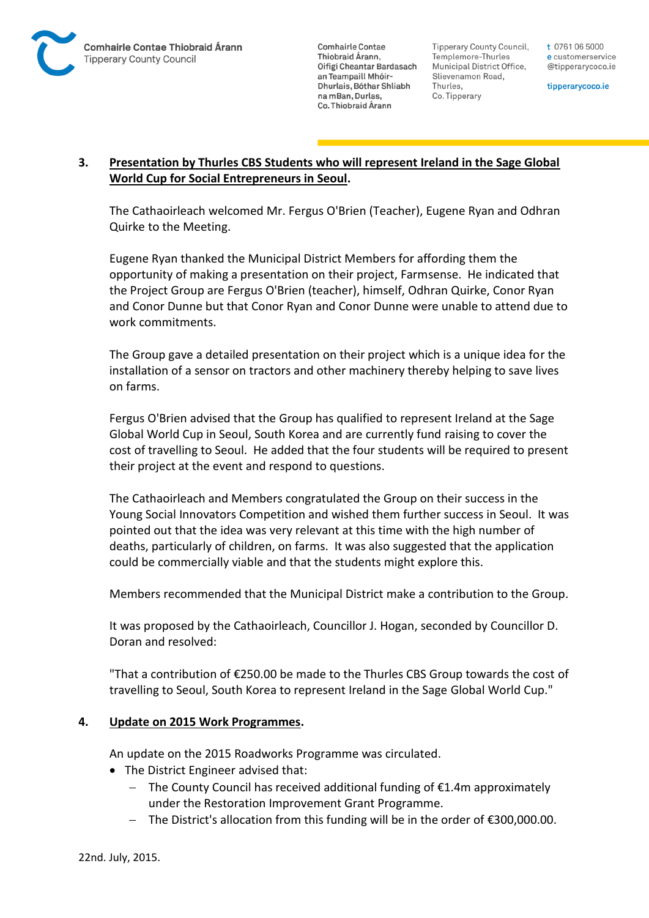### 3. Presentation by Thurles CBS Students who will represent Ireland in the Sage Global World Cup for Social Entrepreneurs in Seoul.

The Cathaoirleach welcomed Mr. Fergus O'Brien (Teacher), Eugene Ryan and Odhran Quirke to the Meeting.

Eugene Ryan thanked the Municipal District Members for affording them the opportunity of making a presentation on their project, Farmsense. He indicated that the Project Group are Fergus O'Brien (teacher), himself, Odhran Quirke, Conor Ryan and Conor Dunne but that Conor Ryan and Conor Dunne were unable to attend due to work commitments.

The Group gave a detailed presentation on their project which is a unique idea for the installation of a sensor on tractors and other machinery thereby helping to save lives on farms.

Fergus O'Brien advised that the Group has qualified to represent Ireland at the Sage Global World Cup in Seoul, South Korea and are currently fund raising to cover the cost of travelling to Seoul. He added that the four students will be required to present their project at the event and respond to questions.

The Cathaoirleach and Members congratulated the Group on their success in the Young Social Innovators Competition and wished them further success in Seoul. It was pointed out that the idea was very relevant at this time with the high number of deaths, particularly of children, on farms. It was also suggested that the application could be commercially viable and that the students might explore this.

Members recommended that the Municipal District make a contribution to the Group.

It was proposed by the Cathaoirleach, Councillor J. Hogan, seconded by Councillor D. Doran and resolved:

"That a contribution of €250.00 be made to the Thurles CBS Group towards the cost of travelling to Seoul, South Korea to represent Ireland in the Sage Global World Cup."

### 4. Update on 2015 Work Programmes.

An update on the 2015 Roadworks Programme was circulated.

- The District Engineer advised that:
  - The County Council has received additional funding of €1.4m approximately under the Restoration Improvement Grant Programme.
  - The District's allocation from this funding will be in the order of €300,000.00.

22nd. July, 2015.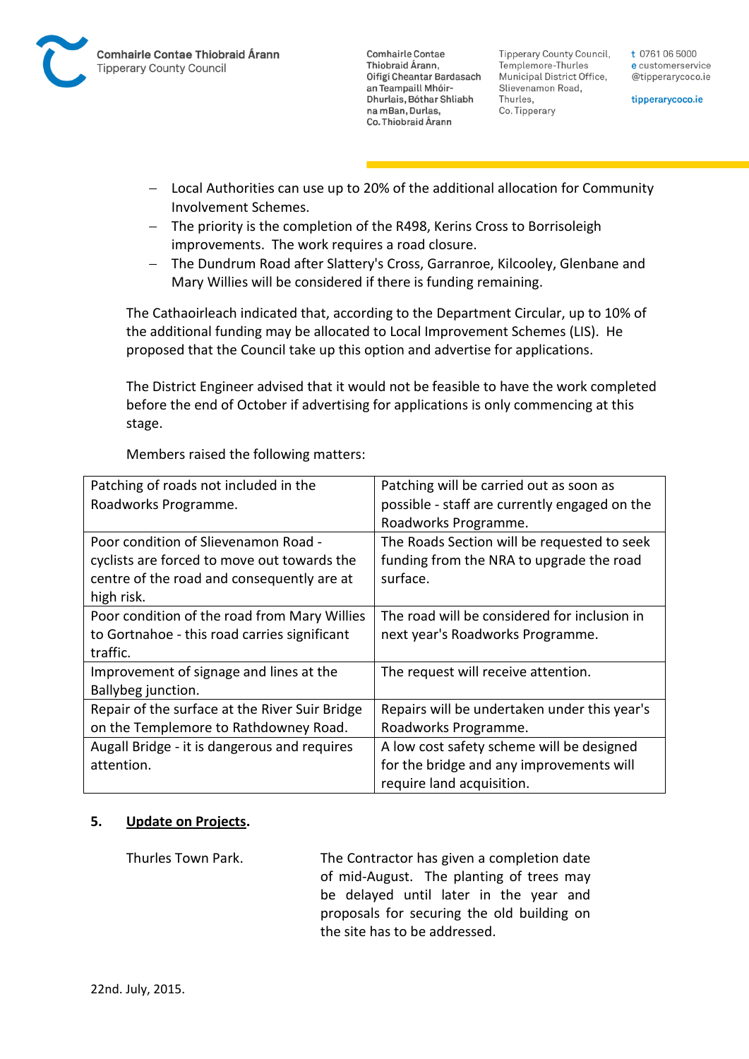- Local Authorities can use up to 20% of the additional allocation for Community Involvement Schemes.
- The priority is the completion of the R498, Kerins Cross to Borrisoleigh improvements. The work requires a road closure.
- The Dundrum Road after Slattery's Cross, Garranroe, Kilcooley, Glenbane and Mary Willies will be considered if there is funding remaining.

The Cathaoirleach indicated that, according to the Department Circular, up to 10% of the additional funding may be allocated to Local Improvement Schemes (LIS). He proposed that the Council take up this option and advertise for applications.

The District Engineer advised that it would not be feasible to have the work completed before the end of October if advertising for applications is only commencing at this stage.

Members raised the following matters:

| | |
|---|---|
| Patching of roads not included in the Roadworks Programme. | Patching will be carried out as soon as possible - staff are currently engaged on the Roadworks Programme. |
| Poor condition of Slievenamon Road - cyclists are forced to move out towards the centre of the road and consequently are at high risk. | The Roads Section will be requested to seek funding from the NRA to upgrade the road surface. |
| Poor condition of the road from Mary Willies to Gortnahoe - this road carries significant traffic. | The road will be considered for inclusion in next year's Roadworks Programme. |
| Improvement of signage and lines at the Ballybeg junction. | The request will receive attention. |
| Repair of the surface at the River Suir Bridge on the Templemore to Rathdowney Road. | Repairs will be undertaken under this year's Roadworks Programme. |
| Augall Bridge - it is dangerous and requires attention. | A low cost safety scheme will be designed for the bridge and any improvements will require land acquisition. |

## 5. Update on Projects.

Thurles Town Park. The Contractor has given a completion date of mid-August. The planting of trees may be delayed until later in the year and proposals for securing the old building on the site has to be addressed.

22nd. July, 2015.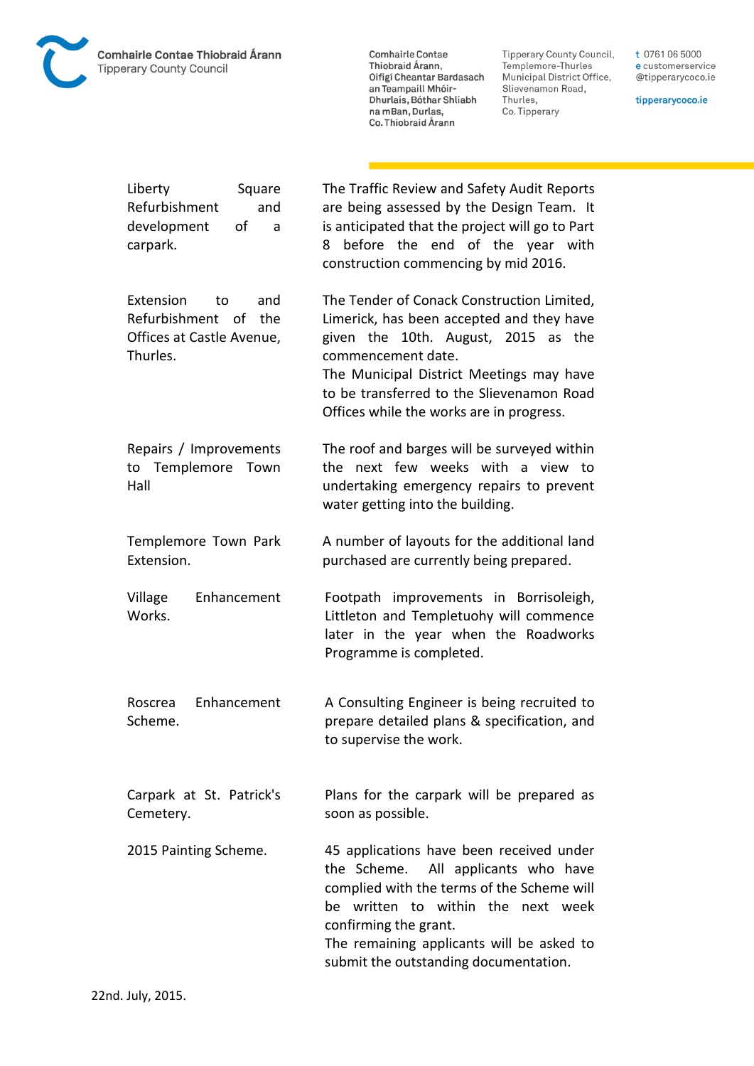| | |
|---|---|
| Liberty Square Refurbishment and development of a carpark. | The Traffic Review and Safety Audit Reports are being assessed by the Design Team. It is anticipated that the project will go to Part 8 before the end of the year with construction commencing by mid 2016. |
| Extension to and Refurbishment of the Offices at Castle Avenue, Thurles. | The Tender of Conack Construction Limited, Limerick, has been accepted and they have given the 10th. August, 2015 as the commencement date.<br>The Municipal District Meetings may have to be transferred to the Slievenamon Road Offices while the works are in progress. |
| Repairs / Improvements to Templemore Town Hall | The roof and barges will be surveyed within the next few weeks with a view to undertaking emergency repairs to prevent water getting into the building. |
| Templemore Town Park Extension. | A number of layouts for the additional land purchased are currently being prepared. |
| Village Enhancement Works. | Footpath improvements in Borrisoleigh, Littleton and Templetuohy will commence later in the year when the Roadworks Programme is completed. |
| Roscrea Enhancement Scheme. | A Consulting Engineer is being recruited to prepare detailed plans & specification, and to supervise the work. |
| Carpark at St. Patrick's Cemetery. | Plans for the carpark will be prepared as soon as possible. |
| 2015 Painting Scheme. | 45 applications have been received under the Scheme. All applicants who have complied with the terms of the Scheme will be written to within the next week confirming the grant.<br>The remaining applicants will be asked to submit the outstanding documentation. |

22nd. July, 2015.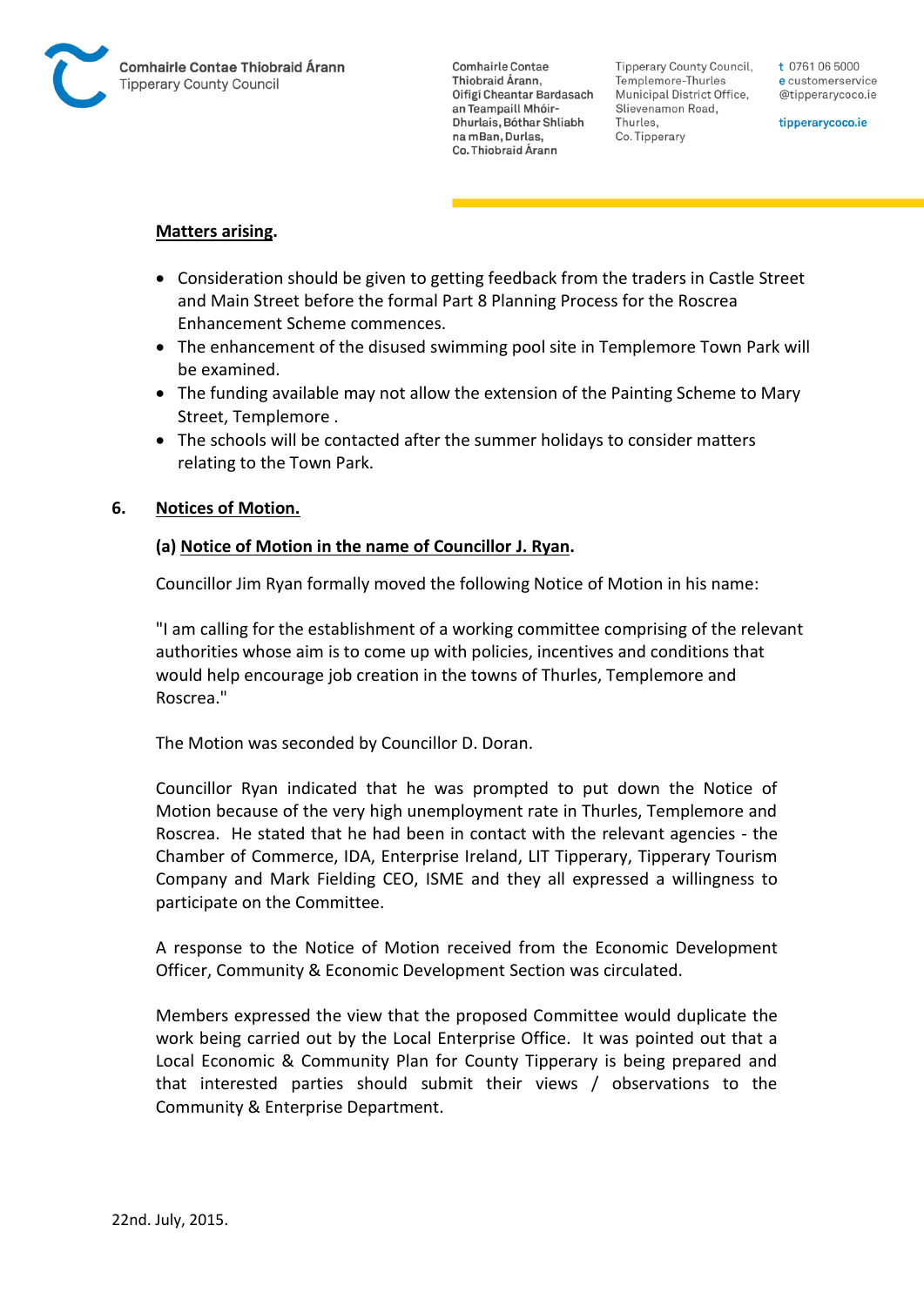**Matters arising.**

- Consideration should be given to getting feedback from the traders in Castle Street and Main Street before the formal Part 8 Planning Process for the Roscrea Enhancement Scheme commences.
- The enhancement of the disused swimming pool site in Templemore Town Park will be examined.
- The funding available may not allow the extension of the Painting Scheme to Mary Street, Templemore .
- The schools will be contacted after the summer holidays to consider matters relating to the Town Park.

## 6. Notices of Motion.

### (a) Notice of Motion in the name of Councillor J. Ryan.

Councillor Jim Ryan formally moved the following Notice of Motion in his name:

"I am calling for the establishment of a working committee comprising of the relevant authorities whose aim is to come up with policies, incentives and conditions that would help encourage job creation in the towns of Thurles, Templemore and Roscrea."

The Motion was seconded by Councillor D. Doran.

Councillor Ryan indicated that he was prompted to put down the Notice of Motion because of the very high unemployment rate in Thurles, Templemore and Roscrea. He stated that he had been in contact with the relevant agencies - the Chamber of Commerce, IDA, Enterprise Ireland, LIT Tipperary, Tipperary Tourism Company and Mark Fielding CEO, ISME and they all expressed a willingness to participate on the Committee.

A response to the Notice of Motion received from the Economic Development Officer, Community & Economic Development Section was circulated.

Members expressed the view that the proposed Committee would duplicate the work being carried out by the Local Enterprise Office. It was pointed out that a Local Economic & Community Plan for County Tipperary is being prepared and that interested parties should submit their views / observations to the Community & Enterprise Department.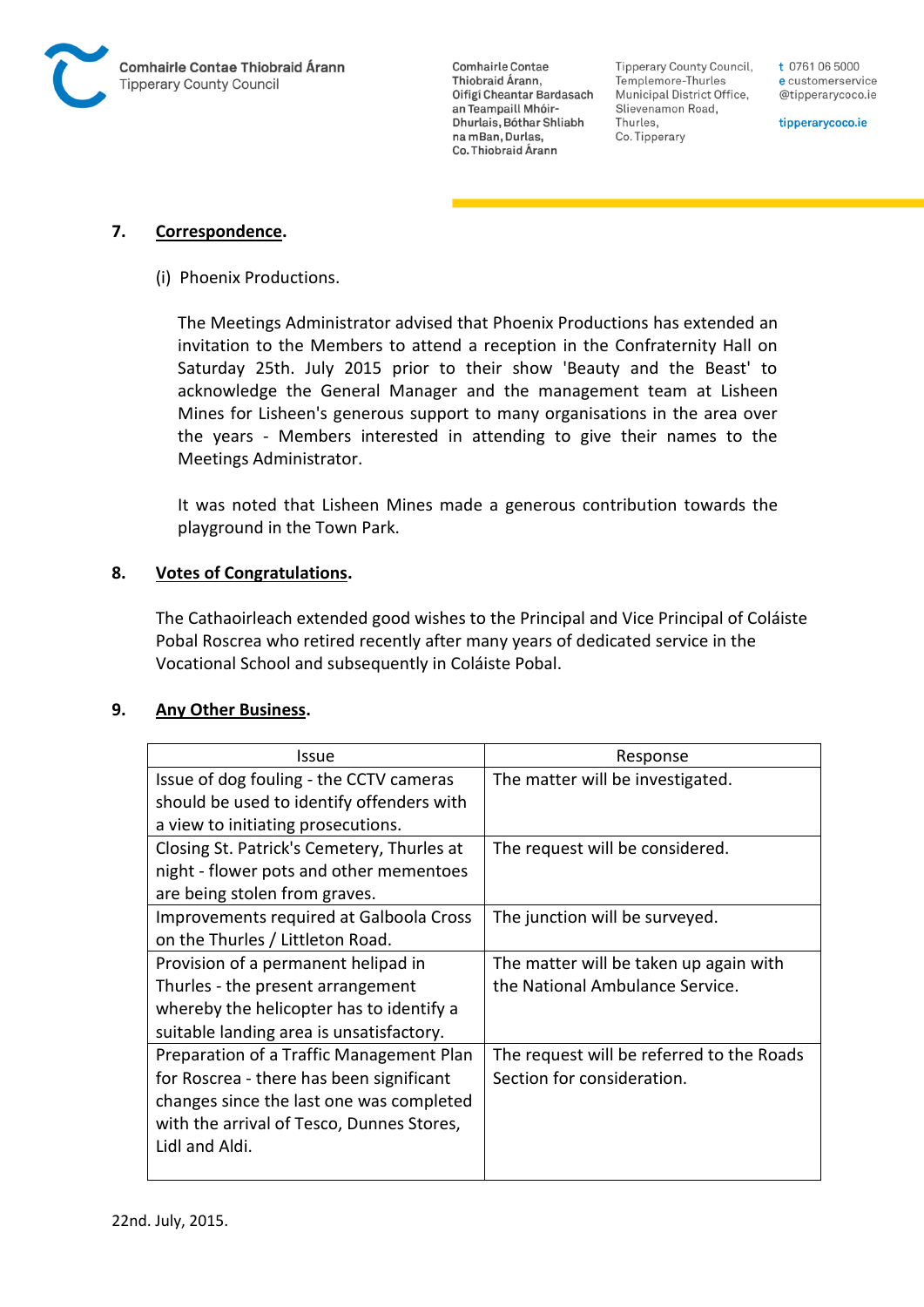## 7. Correspondence.

(i) Phoenix Productions.

The Meetings Administrator advised that Phoenix Productions has extended an invitation to the Members to attend a reception in the Confraternity Hall on Saturday 25th. July 2015 prior to their show 'Beauty and the Beast' to acknowledge the General Manager and the management team at Lisheen Mines for Lisheen's generous support to many organisations in the area over the years - Members interested in attending to give their names to the Meetings Administrator.

It was noted that Lisheen Mines made a generous contribution towards the playground in the Town Park.

## 8. Votes of Congratulations.

The Cathaoirleach extended good wishes to the Principal and Vice Principal of Coláiste Pobal Roscrea who retired recently after many years of dedicated service in the Vocational School and subsequently in Coláiste Pobal.

## 9. Any Other Business.

| Issue | Response |
|---|---|
| Issue of dog fouling - the CCTV cameras should be used to identify offenders with a view to initiating prosecutions. | The matter will be investigated. |
| Closing St. Patrick's Cemetery, Thurles at night - flower pots and other mementoes are being stolen from graves. | The request will be considered. |
| Improvements required at Galboola Cross on the Thurles / Littleton Road. | The junction will be surveyed. |
| Provision of a permanent helipad in Thurles - the present arrangement whereby the helicopter has to identify a suitable landing area is unsatisfactory. | The matter will be taken up again with the National Ambulance Service. |
| Preparation of a Traffic Management Plan for Roscrea - there has been significant changes since the last one was completed with the arrival of Tesco, Dunnes Stores, Lidl and Aldi. | The request will be referred to the Roads Section for consideration. |

22nd. July, 2015.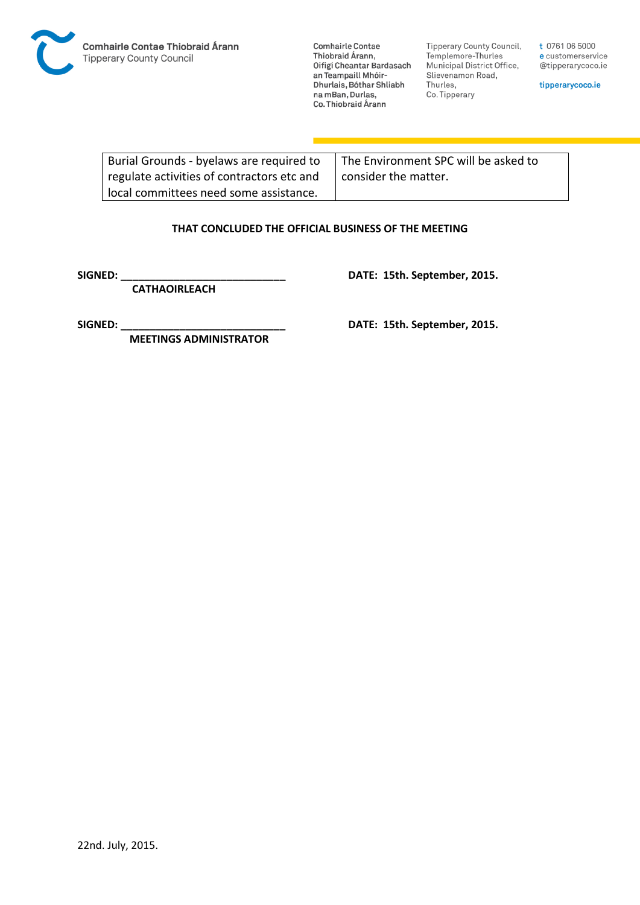| | |
|---|---|
| Burial Grounds - byelaws are required to regulate activities of contractors etc and local committees need some assistance. | The Environment SPC will be asked to consider the matter. |

**THAT CONCLUDED THE OFFICIAL BUSINESS OF THE MEETING**

**SIGNED: \_\_\_\_\_\_\_\_\_\_\_\_\_\_\_\_\_\_\_\_\_\_\_\_\_\_\_\_\_\_** **DATE: 15th. September, 2015.**
**CATHAOIRLEACH**

**SIGNED: \_\_\_\_\_\_\_\_\_\_\_\_\_\_\_\_\_\_\_\_\_\_\_\_\_\_\_\_\_\_** **DATE: 15th. September, 2015.**
**MEETINGS ADMINISTRATOR**

22nd. July, 2015.